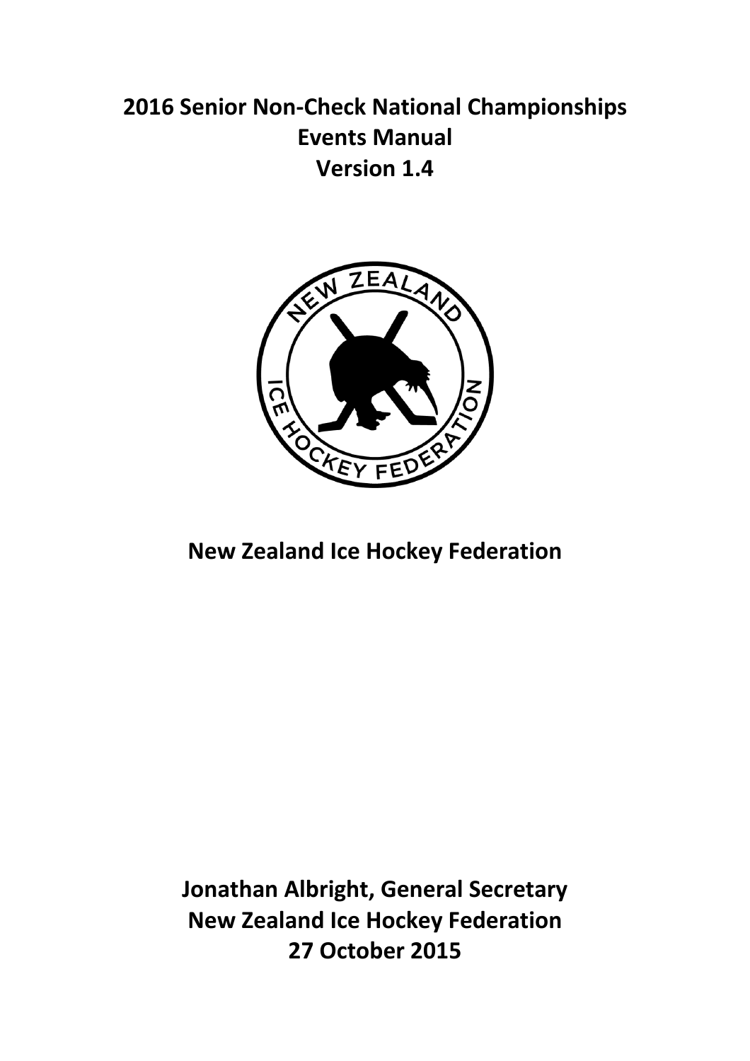# 2016 Senior Non-Check National Championships
# Events Manual
# Version 1.4

**New Zealand Ice Hockey Federation**

**Jonathan Albright, General Secretary**
**New Zealand Ice Hockey Federation**
**27 October 2015**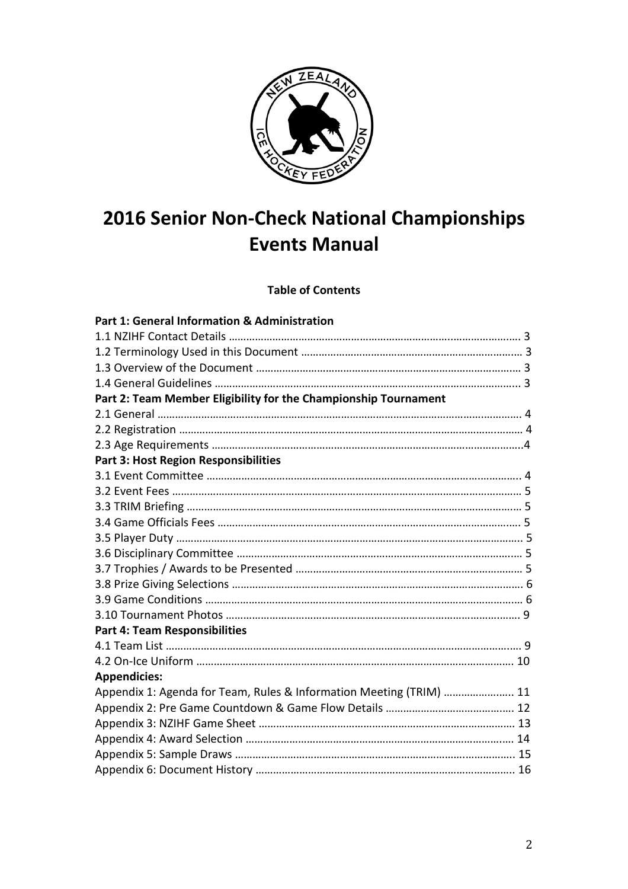# 2016 Senior Non-Check National Championships Events Manual

**Table of Contents**

**Part 1: General Information & Administration**

1.1 NZIHF Contact Details ........................................................................................ 3
1.2 Terminology Used in this Document ................................................................... 3
1.3 Overview of the Document ................................................................................ 3
1.4 General Guidelines ........................................................................................... 3

**Part 2: Team Member Eligibility for the Championship Tournament**

2.1 General ............................................................................................................ 4
2.2 Registration ...................................................................................................... 4
2.3 Age Requirements .............................................................................................4

**Part 3: Host Region Responsibilities**

3.1 Event Committee ............................................................................................... 4
3.2 Event Fees ......................................................................................................... 5
3.3 TRIM Briefing .................................................................................................... 5
3.4 Game Officials Fees ........................................................................................... 5
3.5 Player Duty ........................................................................................................ 5
3.6 Disciplinary Committee ..................................................................................... 5
3.7 Trophies / Awards to be Presented ................................................................... 5
3.8 Prize Giving Selections ...................................................................................... 6
3.9 Game Conditions ............................................................................................... 6
3.10 Tournament Photos ......................................................................................... 9

**Part 4: Team Responsibilities**

4.1 Team List ........................................................................................................... 9
4.2 On-Ice Uniform ................................................................................................. 10

**Appendicies:**

Appendix 1: Agenda for Team, Rules & Information Meeting (TRIM) ........................ 11
Appendix 2: Pre Game Countdown & Game Flow Details ........................................... 12
Appendix 3: NZIHF Game Sheet ................................................................................. 13
Appendix 4: Award Selection ..................................................................................... 14
Appendix 5: Sample Draws ........................................................................................ 15
Appendix 6: Document History .................................................................................. 16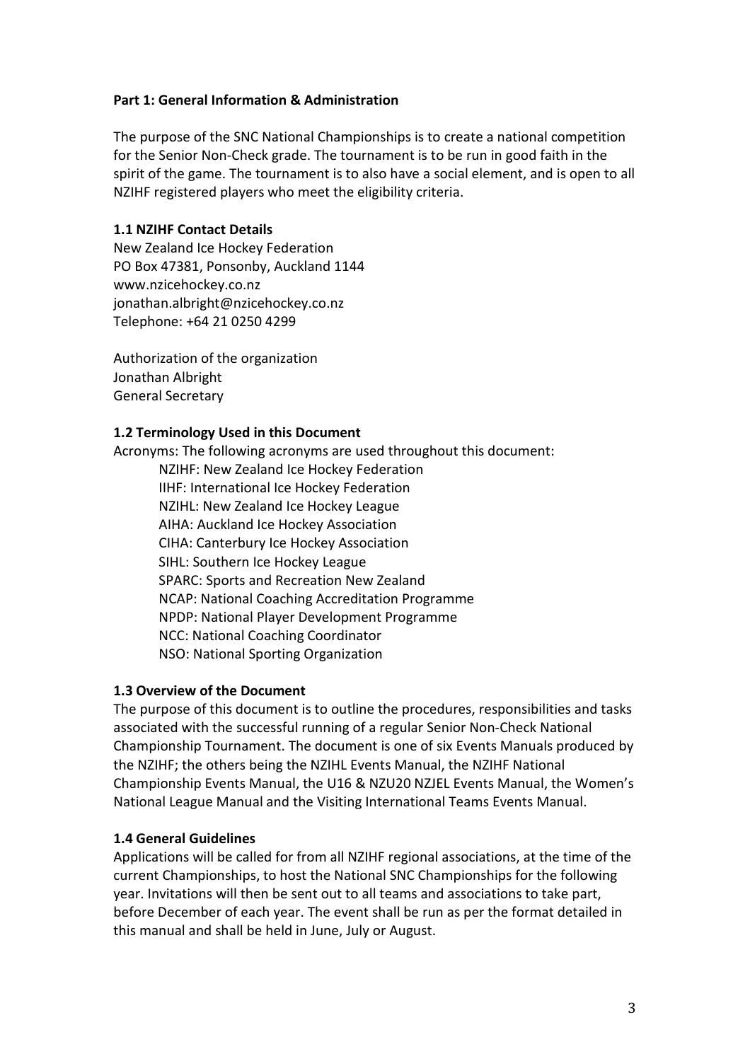## Part 1: General Information & Administration

The purpose of the SNC National Championships is to create a national competition for the Senior Non-Check grade. The tournament is to be run in good faith in the spirit of the game. The tournament is to also have a social element, and is open to all NZIHF registered players who meet the eligibility criteria.

### 1.1 NZIHF Contact Details

New Zealand Ice Hockey Federation
PO Box 47381, Ponsonby, Auckland 1144
www.nzicehockey.co.nz
jonathan.albright@nzicehockey.co.nz
Telephone: +64 21 0250 4299

Authorization of the organization
Jonathan Albright
General Secretary

### 1.2 Terminology Used in this Document

Acronyms: The following acronyms are used throughout this document:

- NZIHF: New Zealand Ice Hockey Federation
- IIHF: International Ice Hockey Federation
- NZIHL: New Zealand Ice Hockey League
- AIHA: Auckland Ice Hockey Association
- CIHA: Canterbury Ice Hockey Association
- SIHL: Southern Ice Hockey League
- SPARC: Sports and Recreation New Zealand
- NCAP: National Coaching Accreditation Programme
- NPDP: National Player Development Programme
- NCC: National Coaching Coordinator
- NSO: National Sporting Organization

### 1.3 Overview of the Document

The purpose of this document is to outline the procedures, responsibilities and tasks associated with the successful running of a regular Senior Non-Check National Championship Tournament. The document is one of six Events Manuals produced by the NZIHF; the others being the NZIHL Events Manual, the NZIHF National Championship Events Manual, the U16 & NZU20 NZJEL Events Manual, the Women's National League Manual and the Visiting International Teams Events Manual.

### 1.4 General Guidelines

Applications will be called for from all NZIHF regional associations, at the time of the current Championships, to host the National SNC Championships for the following year. Invitations will then be sent out to all teams and associations to take part, before December of each year. The event shall be run as per the format detailed in this manual and shall be held in June, July or August.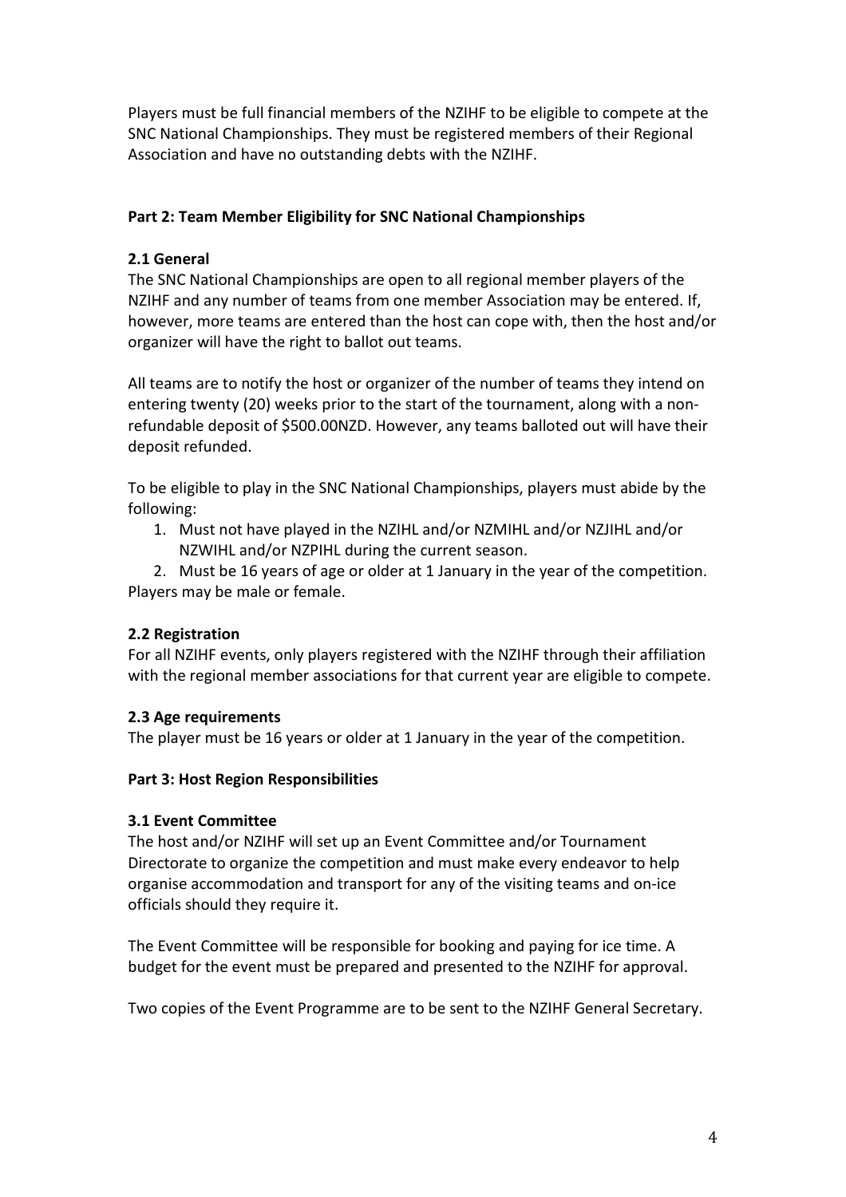Players must be full financial members of the NZIHF to be eligible to compete at the SNC National Championships. They must be registered members of their Regional Association and have no outstanding debts with the NZIHF.

## Part 2: Team Member Eligibility for SNC National Championships

### 2.1 General

The SNC National Championships are open to all regional member players of the NZIHF and any number of teams from one member Association may be entered. If, however, more teams are entered than the host can cope with, then the host and/or organizer will have the right to ballot out teams.

All teams are to notify the host or organizer of the number of teams they intend on entering twenty (20) weeks prior to the start of the tournament, along with a non-refundable deposit of $500.00NZD. However, any teams balloted out will have their deposit refunded.

To be eligible to play in the SNC National Championships, players must abide by the following:

1. Must not have played in the NZIHL and/or NZMIHL and/or NZJIHL and/or NZWIHL and/or NZPIHL during the current season.
2. Must be 16 years of age or older at 1 January in the year of the competition.

Players may be male or female.

### 2.2 Registration

For all NZIHF events, only players registered with the NZIHF through their affiliation with the regional member associations for that current year are eligible to compete.

### 2.3 Age requirements

The player must be 16 years or older at 1 January in the year of the competition.

## Part 3: Host Region Responsibilities

### 3.1 Event Committee

The host and/or NZIHF will set up an Event Committee and/or Tournament Directorate to organize the competition and must make every endeavor to help organise accommodation and transport for any of the visiting teams and on-ice officials should they require it.

The Event Committee will be responsible for booking and paying for ice time. A budget for the event must be prepared and presented to the NZIHF for approval.

Two copies of the Event Programme are to be sent to the NZIHF General Secretary.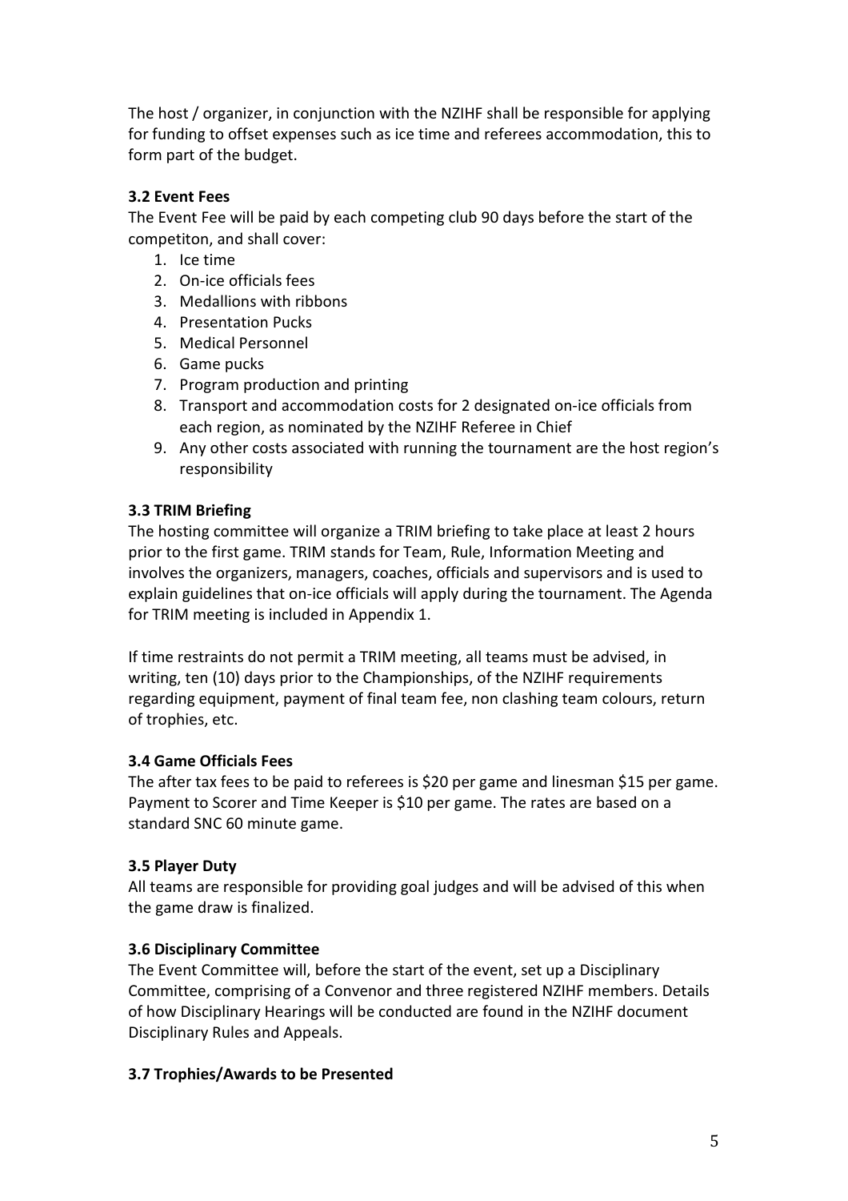The host / organizer, in conjunction with the NZIHF shall be responsible for applying for funding to offset expenses such as ice time and referees accommodation, this to form part of the budget.

### 3.2 Event Fees

The Event Fee will be paid by each competing club 90 days before the start of the competiton, and shall cover:

1. Ice time
2. On-ice officials fees
3. Medallions with ribbons
4. Presentation Pucks
5. Medical Personnel
6. Game pucks
7. Program production and printing
8. Transport and accommodation costs for 2 designated on-ice officials from each region, as nominated by the NZIHF Referee in Chief
9. Any other costs associated with running the tournament are the host region's responsibility

### 3.3 TRIM Briefing

The hosting committee will organize a TRIM briefing to take place at least 2 hours prior to the first game. TRIM stands for Team, Rule, Information Meeting and involves the organizers, managers, coaches, officials and supervisors and is used to explain guidelines that on-ice officials will apply during the tournament. The Agenda for TRIM meeting is included in Appendix 1.

If time restraints do not permit a TRIM meeting, all teams must be advised, in writing, ten (10) days prior to the Championships, of the NZIHF requirements regarding equipment, payment of final team fee, non clashing team colours, return of trophies, etc.

### 3.4 Game Officials Fees

The after tax fees to be paid to referees is $20 per game and linesman $15 per game. Payment to Scorer and Time Keeper is $10 per game. The rates are based on a standard SNC 60 minute game.

### 3.5 Player Duty

All teams are responsible for providing goal judges and will be advised of this when the game draw is finalized.

### 3.6 Disciplinary Committee

The Event Committee will, before the start of the event, set up a Disciplinary Committee, comprising of a Convenor and three registered NZIHF members. Details of how Disciplinary Hearings will be conducted are found in the NZIHF document Disciplinary Rules and Appeals.

### 3.7 Trophies/Awards to be Presented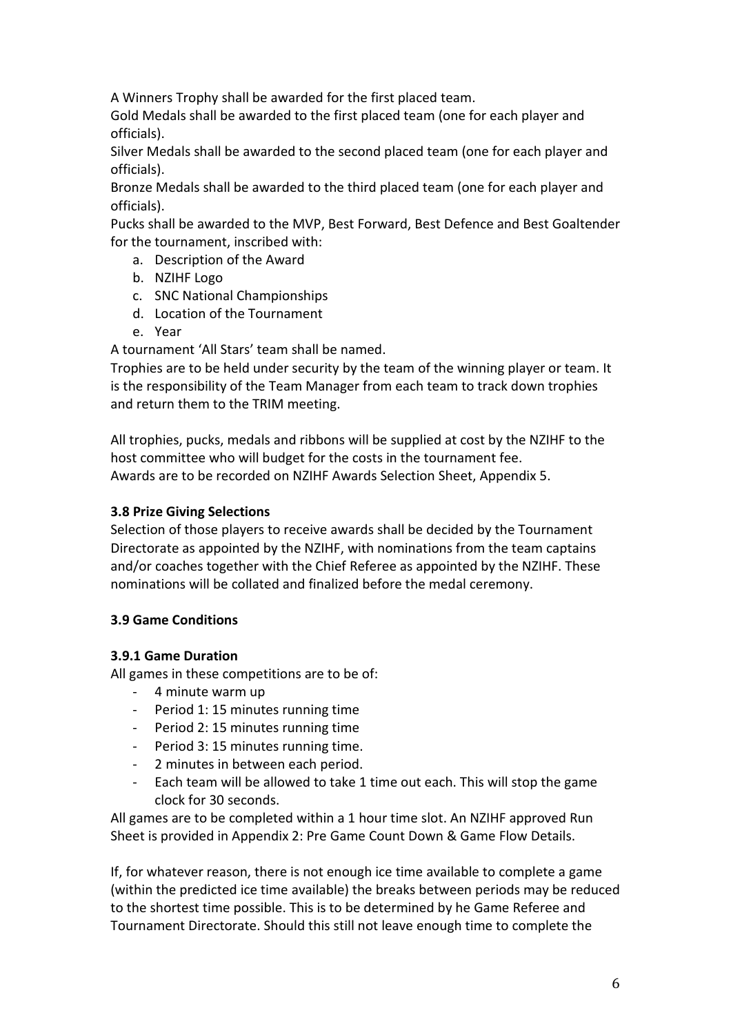A Winners Trophy shall be awarded for the first placed team.
Gold Medals shall be awarded to the first placed team (one for each player and officials).
Silver Medals shall be awarded to the second placed team (one for each player and officials).
Bronze Medals shall be awarded to the third placed team (one for each player and officials).
Pucks shall be awarded to the MVP, Best Forward, Best Defence and Best Goaltender for the tournament, inscribed with:

a. Description of the Award
b. NZIHF Logo
c. SNC National Championships
d. Location of the Tournament
e. Year

A tournament 'All Stars' team shall be named.
Trophies are to be held under security by the team of the winning player or team. It is the responsibility of the Team Manager from each team to track down trophies and return them to the TRIM meeting.

All trophies, pucks, medals and ribbons will be supplied at cost by the NZIHF to the host committee who will budget for the costs in the tournament fee.
Awards are to be recorded on NZIHF Awards Selection Sheet, Appendix 5.

**3.8 Prize Giving Selections**

Selection of those players to receive awards shall be decided by the Tournament Directorate as appointed by the NZIHF, with nominations from the team captains and/or coaches together with the Chief Referee as appointed by the NZIHF. These nominations will be collated and finalized before the medal ceremony.

**3.9 Game Conditions**

**3.9.1 Game Duration**

All games in these competitions are to be of:

- 4 minute warm up
- Period 1: 15 minutes running time
- Period 2: 15 minutes running time
- Period 3: 15 minutes running time.
- 2 minutes in between each period.
- Each team will be allowed to take 1 time out each. This will stop the game clock for 30 seconds.

All games are to be completed within a 1 hour time slot. An NZIHF approved Run Sheet is provided in Appendix 2: Pre Game Count Down & Game Flow Details.

If, for whatever reason, there is not enough ice time available to complete a game (within the predicted ice time available) the breaks between periods may be reduced to the shortest time possible. This is to be determined by he Game Referee and Tournament Directorate. Should this still not leave enough time to complete the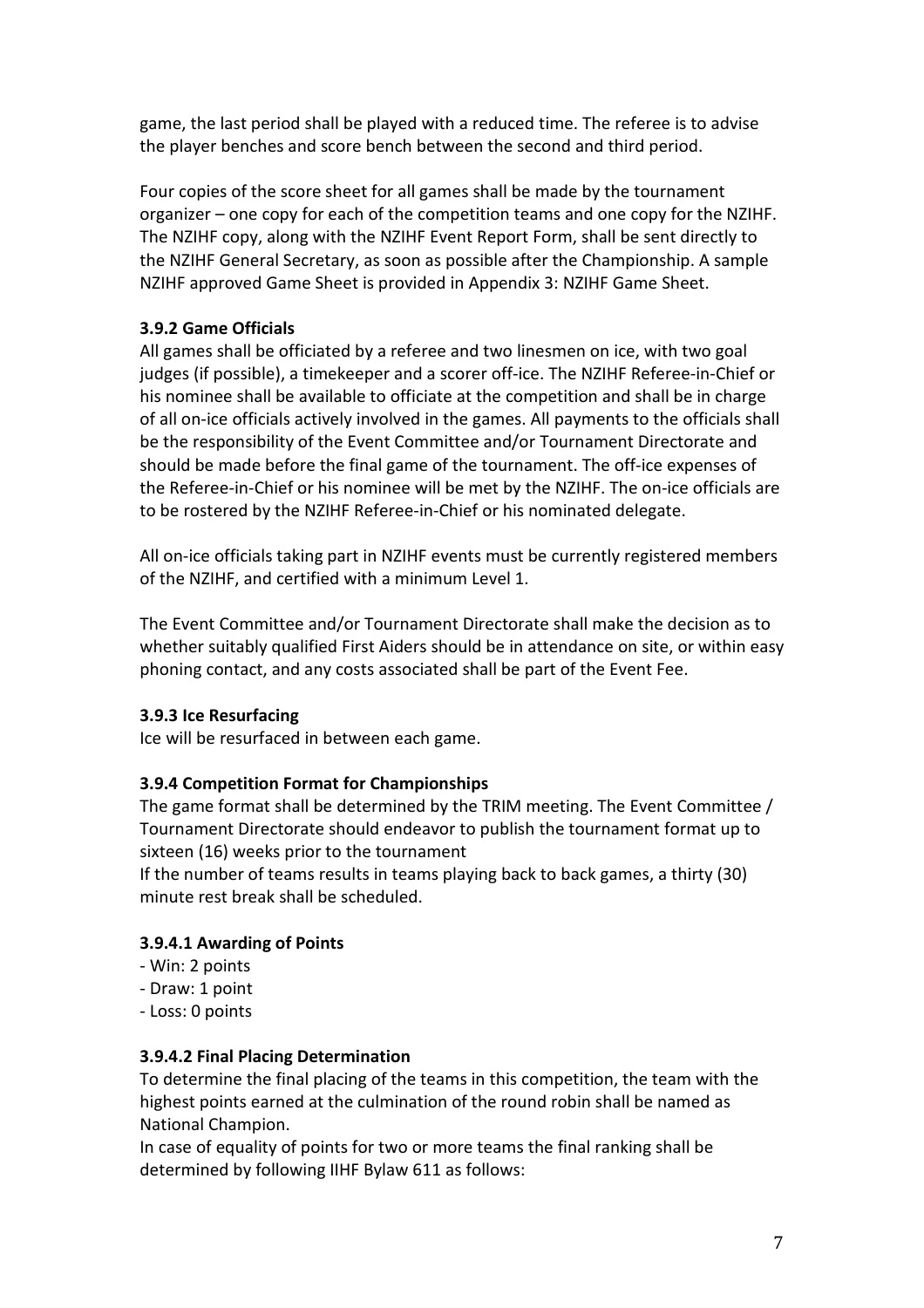game, the last period shall be played with a reduced time. The referee is to advise the player benches and score bench between the second and third period.

Four copies of the score sheet for all games shall be made by the tournament organizer – one copy for each of the competition teams and one copy for the NZIHF. The NZIHF copy, along with the NZIHF Event Report Form, shall be sent directly to the NZIHF General Secretary, as soon as possible after the Championship. A sample NZIHF approved Game Sheet is provided in Appendix 3: NZIHF Game Sheet.

### 3.9.2 Game Officials

All games shall be officiated by a referee and two linesmen on ice, with two goal judges (if possible), a timekeeper and a scorer off-ice. The NZIHF Referee-in-Chief or his nominee shall be available to officiate at the competition and shall be in charge of all on-ice officials actively involved in the games. All payments to the officials shall be the responsibility of the Event Committee and/or Tournament Directorate and should be made before the final game of the tournament. The off-ice expenses of the Referee-in-Chief or his nominee will be met by the NZIHF. The on-ice officials are to be rostered by the NZIHF Referee-in-Chief or his nominated delegate.

All on-ice officials taking part in NZIHF events must be currently registered members of the NZIHF, and certified with a minimum Level 1.

The Event Committee and/or Tournament Directorate shall make the decision as to whether suitably qualified First Aiders should be in attendance on site, or within easy phoning contact, and any costs associated shall be part of the Event Fee.

### 3.9.3 Ice Resurfacing

Ice will be resurfaced in between each game.

### 3.9.4 Competition Format for Championships

The game format shall be determined by the TRIM meeting. The Event Committee / Tournament Directorate should endeavor to publish the tournament format up to sixteen (16) weeks prior to the tournament

If the number of teams results in teams playing back to back games, a thirty (30) minute rest break shall be scheduled.

#### 3.9.4.1 Awarding of Points

- Win: 2 points
- Draw: 1 point
- Loss: 0 points

#### 3.9.4.2 Final Placing Determination

To determine the final placing of the teams in this competition, the team with the highest points earned at the culmination of the round robin shall be named as National Champion.

In case of equality of points for two or more teams the final ranking shall be determined by following IIHF Bylaw 611 as follows: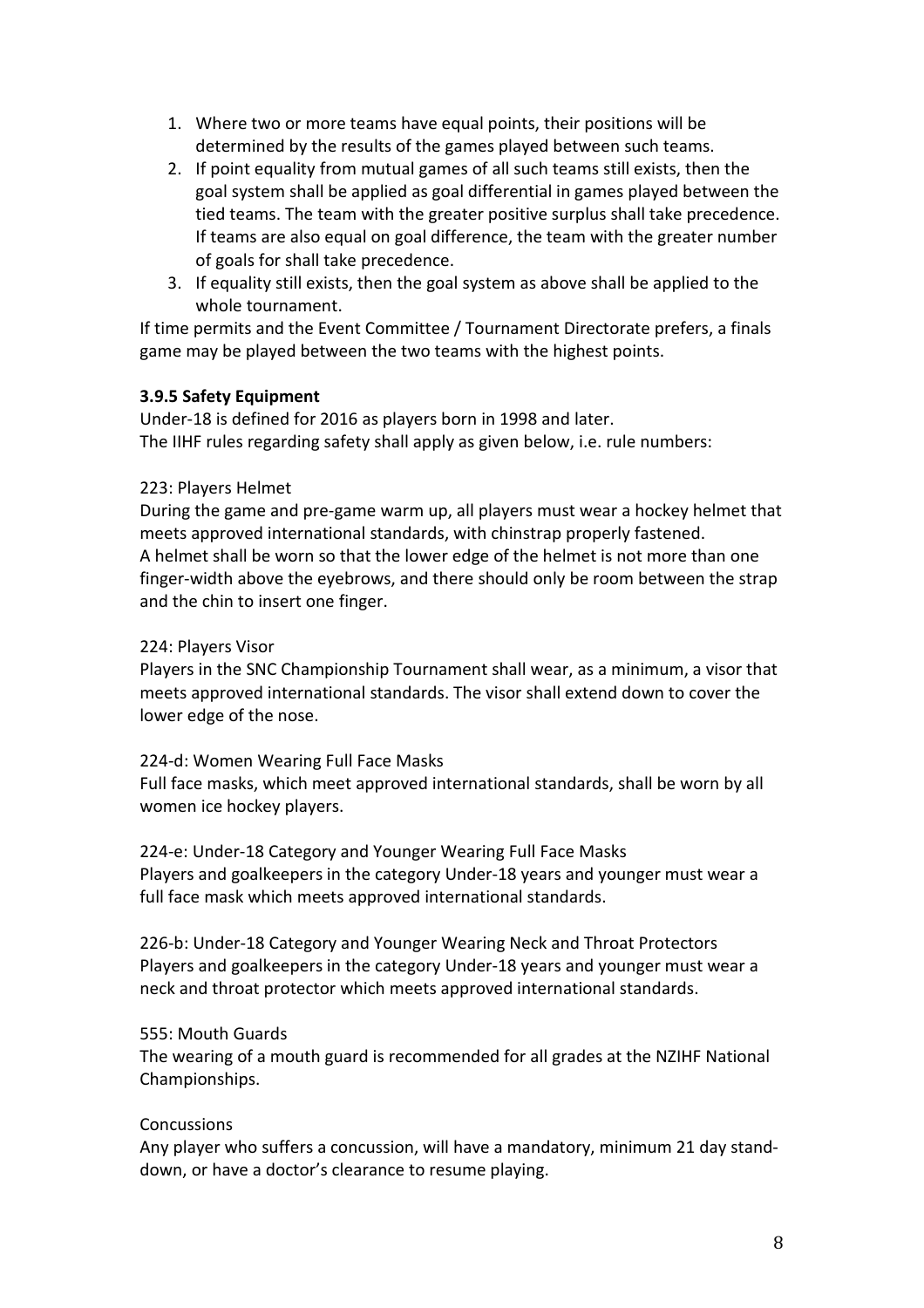1. Where two or more teams have equal points, their positions will be determined by the results of the games played between such teams.
2. If point equality from mutual games of all such teams still exists, then the goal system shall be applied as goal differential in games played between the tied teams. The team with the greater positive surplus shall take precedence. If teams are also equal on goal difference, the team with the greater number of goals for shall take precedence.
3. If equality still exists, then the goal system as above shall be applied to the whole tournament.

If time permits and the Event Committee / Tournament Directorate prefers, a finals game may be played between the two teams with the highest points.

**3.9.5 Safety Equipment**

Under-18 is defined for 2016 as players born in 1998 and later.
The IIHF rules regarding safety shall apply as given below, i.e. rule numbers:

223: Players Helmet

During the game and pre-game warm up, all players must wear a hockey helmet that meets approved international standards, with chinstrap properly fastened.
A helmet shall be worn so that the lower edge of the helmet is not more than one finger-width above the eyebrows, and there should only be room between the strap and the chin to insert one finger.

224: Players Visor

Players in the SNC Championship Tournament shall wear, as a minimum, a visor that meets approved international standards. The visor shall extend down to cover the lower edge of the nose.

224-d: Women Wearing Full Face Masks

Full face masks, which meet approved international standards, shall be worn by all women ice hockey players.

224-e: Under-18 Category and Younger Wearing Full Face Masks

Players and goalkeepers in the category Under-18 years and younger must wear a full face mask which meets approved international standards.

226-b: Under-18 Category and Younger Wearing Neck and Throat Protectors

Players and goalkeepers in the category Under-18 years and younger must wear a neck and throat protector which meets approved international standards.

555: Mouth Guards

The wearing of a mouth guard is recommended for all grades at the NZIHF National Championships.

Concussions

Any player who suffers a concussion, will have a mandatory, minimum 21 day stand-down, or have a doctor's clearance to resume playing.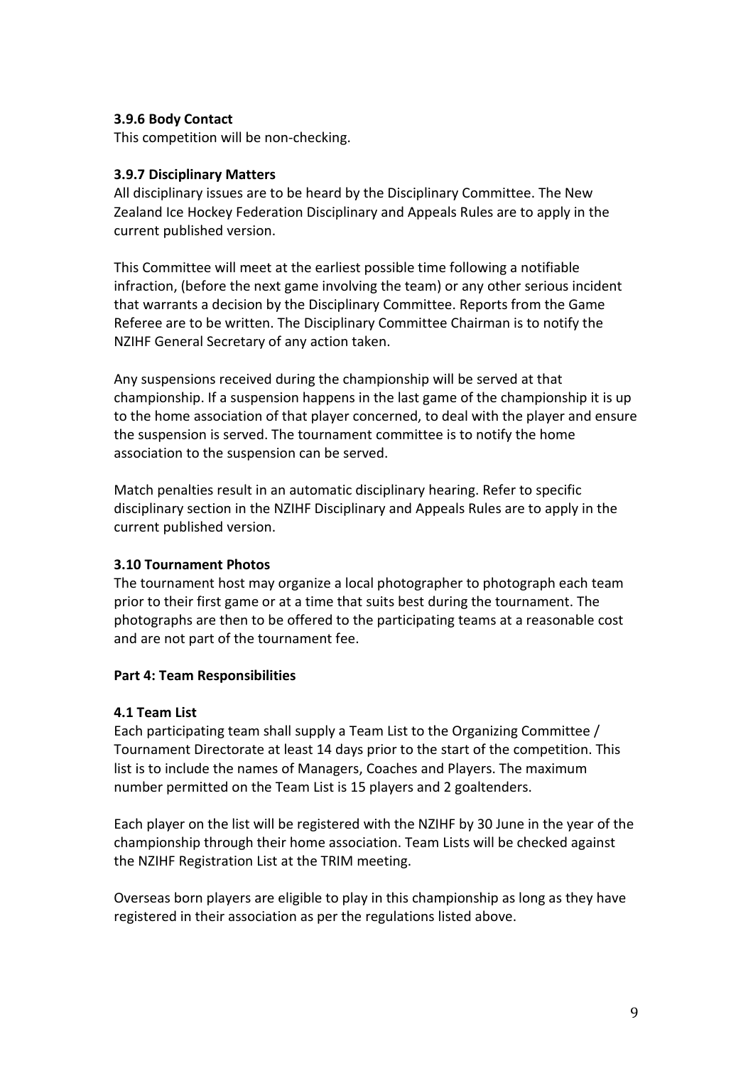### 3.9.6 Body Contact

This competition will be non-checking.

### 3.9.7 Disciplinary Matters

All disciplinary issues are to be heard by the Disciplinary Committee. The New Zealand Ice Hockey Federation Disciplinary and Appeals Rules are to apply in the current published version.

This Committee will meet at the earliest possible time following a notifiable infraction, (before the next game involving the team) or any other serious incident that warrants a decision by the Disciplinary Committee. Reports from the Game Referee are to be written. The Disciplinary Committee Chairman is to notify the NZIHF General Secretary of any action taken.

Any suspensions received during the championship will be served at that championship. If a suspension happens in the last game of the championship it is up to the home association of that player concerned, to deal with the player and ensure the suspension is served. The tournament committee is to notify the home association to the suspension can be served.

Match penalties result in an automatic disciplinary hearing. Refer to specific disciplinary section in the NZIHF Disciplinary and Appeals Rules are to apply in the current published version.

### 3.10 Tournament Photos

The tournament host may organize a local photographer to photograph each team prior to their first game or at a time that suits best during the tournament. The photographs are then to be offered to the participating teams at a reasonable cost and are not part of the tournament fee.

## Part 4: Team Responsibilities

### 4.1 Team List

Each participating team shall supply a Team List to the Organizing Committee / Tournament Directorate at least 14 days prior to the start of the competition. This list is to include the names of Managers, Coaches and Players. The maximum number permitted on the Team List is 15 players and 2 goaltenders.

Each player on the list will be registered with the NZIHF by 30 June in the year of the championship through their home association. Team Lists will be checked against the NZIHF Registration List at the TRIM meeting.

Overseas born players are eligible to play in this championship as long as they have registered in their association as per the regulations listed above.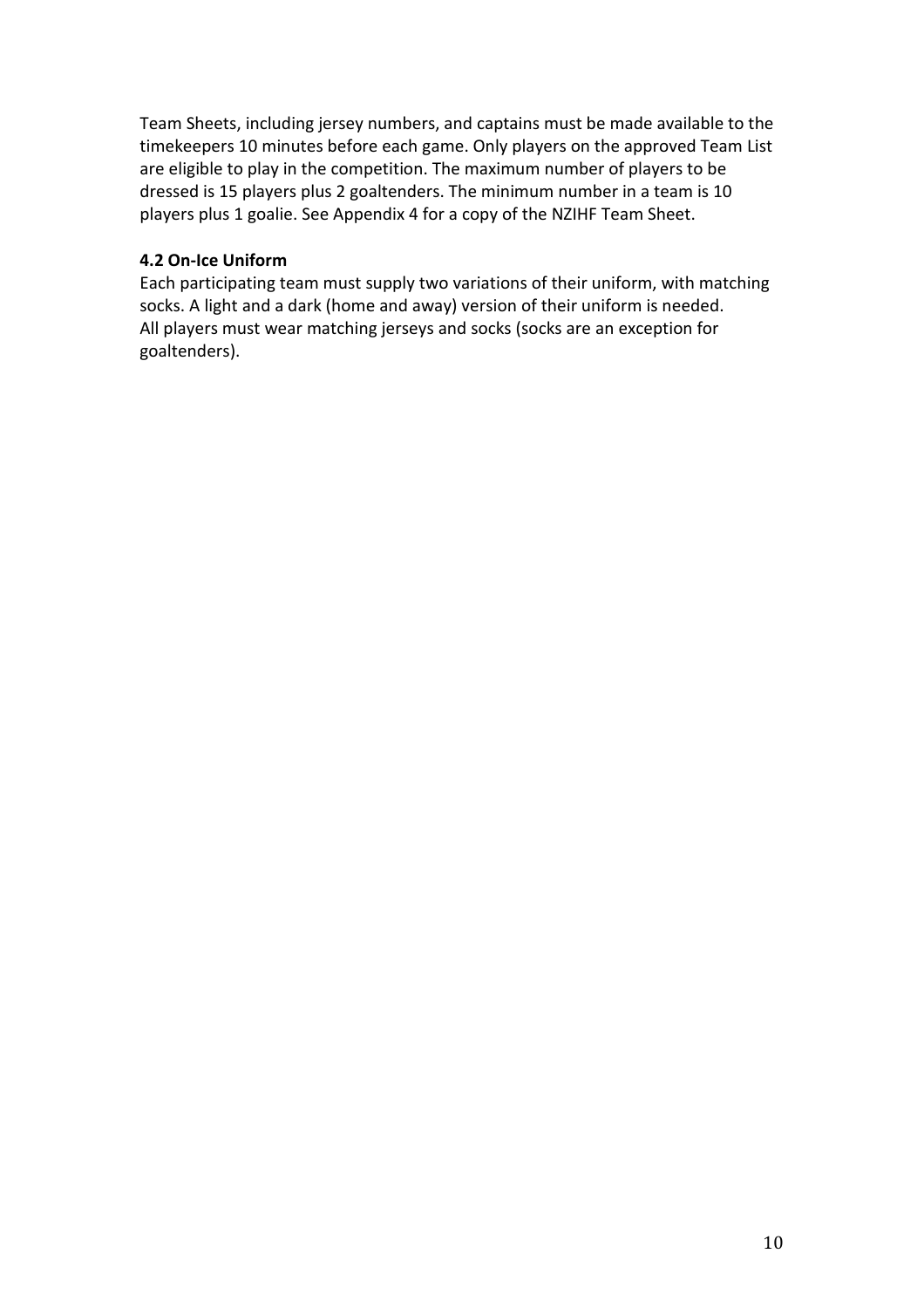Team Sheets, including jersey numbers, and captains must be made available to the timekeepers 10 minutes before each game. Only players on the approved Team List are eligible to play in the competition. The maximum number of players to be dressed is 15 players plus 2 goaltenders. The minimum number in a team is 10 players plus 1 goalie. See Appendix 4 for a copy of the NZIHF Team Sheet.

**4.2 On-Ice Uniform**

Each participating team must supply two variations of their uniform, with matching socks. A light and a dark (home and away) version of their uniform is needed.
All players must wear matching jerseys and socks (socks are an exception for goaltenders).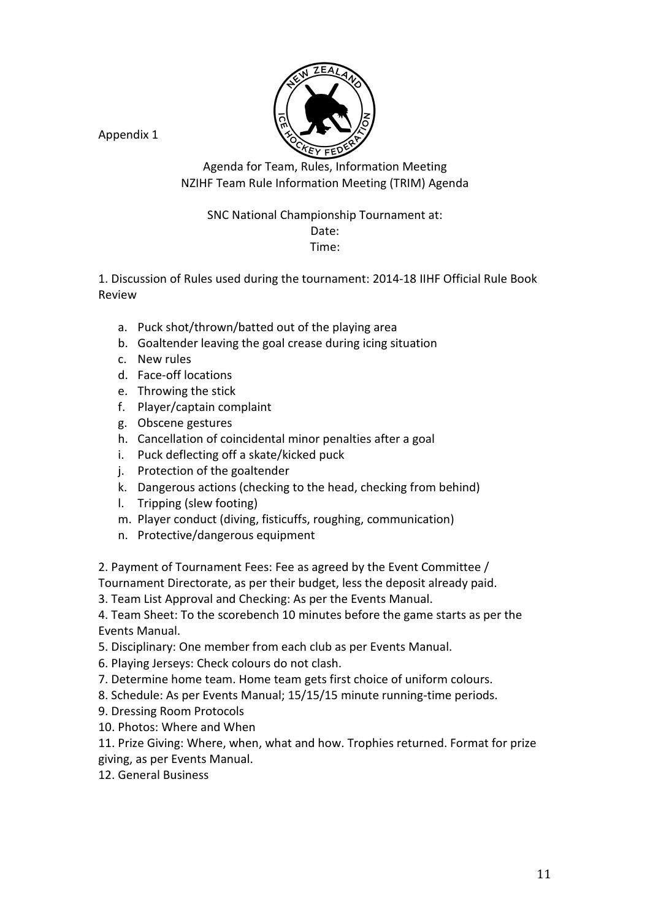Appendix 1

## Agenda for Team, Rules, Information Meeting
## NZIHF Team Rule Information Meeting (TRIM) Agenda

SNC National Championship Tournament at:
Date:
Time:

1. Discussion of Rules used during the tournament: 2014-18 IIHF Official Rule Book Review

    a. Puck shot/thrown/batted out of the playing area
    b. Goaltender leaving the goal crease during icing situation
    c. New rules
    d. Face-off locations
    e. Throwing the stick
    f. Player/captain complaint
    g. Obscene gestures
    h. Cancellation of coincidental minor penalties after a goal
    i. Puck deflecting off a skate/kicked puck
    j. Protection of the goaltender
    k. Dangerous actions (checking to the head, checking from behind)
    l. Tripping (slew footing)
    m. Player conduct (diving, fisticuffs, roughing, communication)
    n. Protective/dangerous equipment

2. Payment of Tournament Fees: Fee as agreed by the Event Committee / Tournament Directorate, as per their budget, less the deposit already paid.
3. Team List Approval and Checking: As per the Events Manual.
4. Team Sheet: To the scorebench 10 minutes before the game starts as per the Events Manual.
5. Disciplinary: One member from each club as per Events Manual.
6. Playing Jerseys: Check colours do not clash.
7. Determine home team. Home team gets first choice of uniform colours.
8. Schedule: As per Events Manual; 15/15/15 minute running-time periods.
9. Dressing Room Protocols
10. Photos: Where and When
11. Prize Giving: Where, when, what and how. Trophies returned. Format for prize giving, as per Events Manual.
12. General Business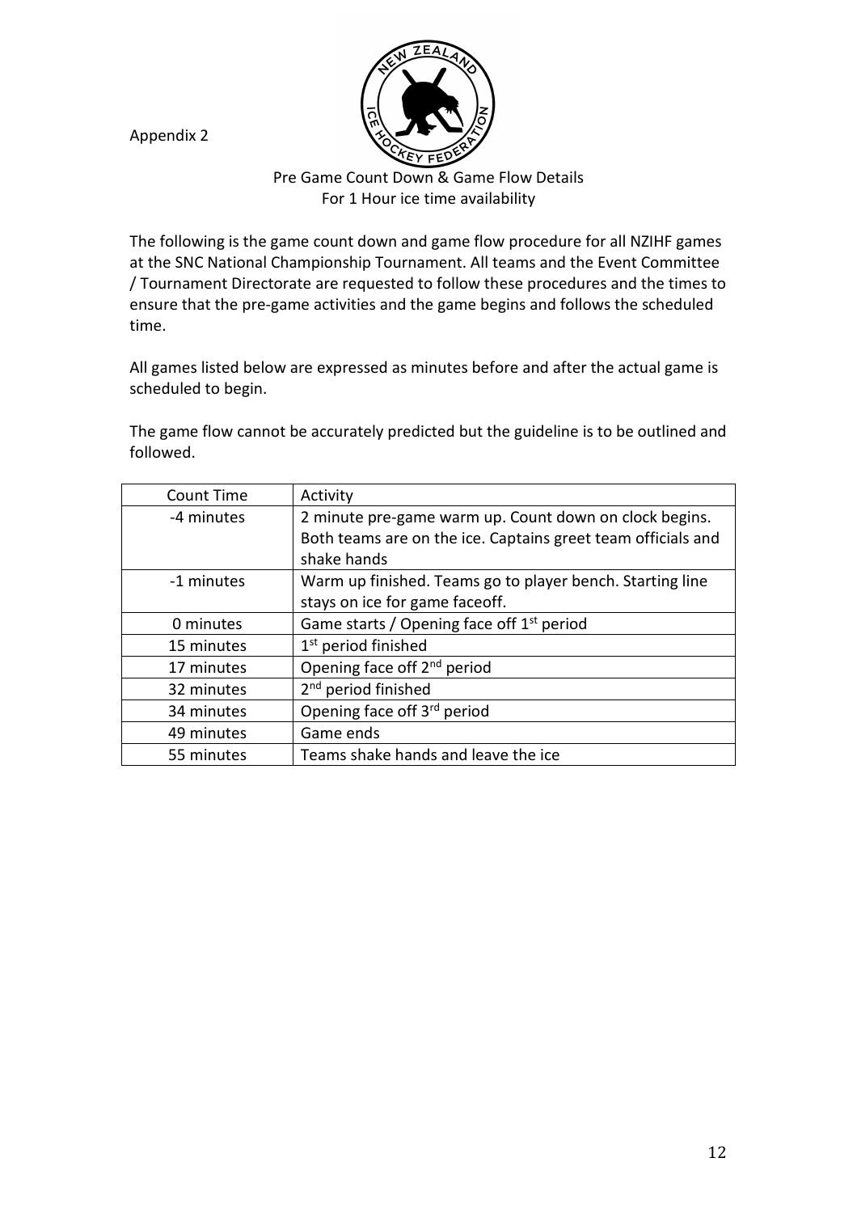Appendix 2

Pre Game Count Down & Game Flow Details
For 1 Hour ice time availability

The following is the game count down and game flow procedure for all NZIHF games at the SNC National Championship Tournament. All teams and the Event Committee / Tournament Directorate are requested to follow these procedures and the times to ensure that the pre-game activities and the game begins and follows the scheduled time.

All games listed below are expressed as minutes before and after the actual game is scheduled to begin.

The game flow cannot be accurately predicted but the guideline is to be outlined and followed.

| Count Time | Activity |
|---|---|
| -4 minutes | 2 minute pre-game warm up. Count down on clock begins. Both teams are on the ice. Captains greet team officials and shake hands |
| -1 minutes | Warm up finished. Teams go to player bench. Starting line stays on ice for game faceoff. |
| 0 minutes | Game starts / Opening face off 1st period |
| 15 minutes | 1st period finished |
| 17 minutes | Opening face off 2nd period |
| 32 minutes | 2nd period finished |
| 34 minutes | Opening face off 3rd period |
| 49 minutes | Game ends |
| 55 minutes | Teams shake hands and leave the ice |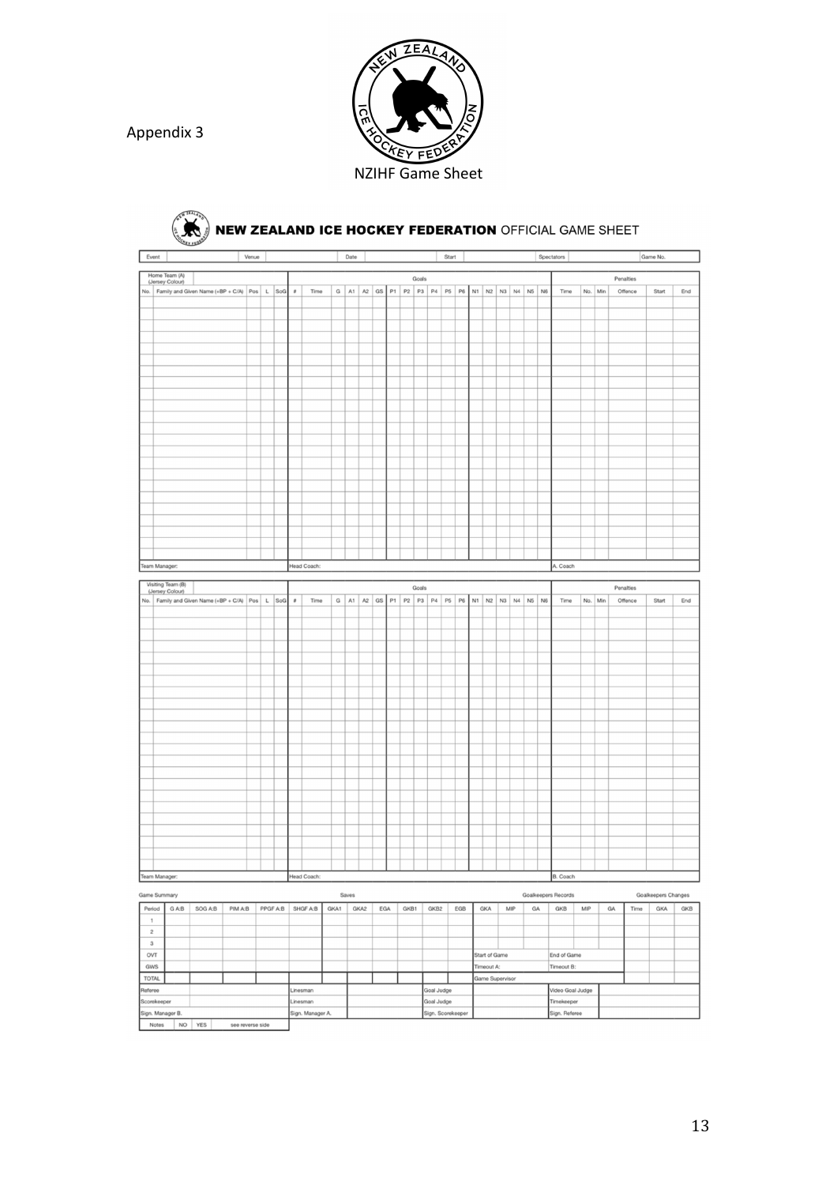Appendix 3

NZIHF Game Sheet

# NEW ZEALAND ICE HOCKEY FEDERATION OFFICIAL GAME SHEET

| Event | | Venue | | Date | | Start | | Spectators | | Game No. | |
|---|---|---|---|---|---|---|---|---|---|---|---|

**Home Team (A) (Jersey Colour)**

| No. | Family and Given Name (+BP + C/A) | Pos | L | SoG | # | Time | G | A1 | A2 | GS | P1 | P2 | P3 | P4 | P5 | P6 | N1 | N2 | N3 | N4 | N5 | N6 | Time | No. | Min | Offence | Start | End |
|---|---|---|---|---|---|---|---|---|---|---|---|---|---|---|---|---|---|---|---|---|---|---|---|---|---|---|---|---|
| | | | | | | | | | | | | | | | | | | | | | | | | | | | | |

(Columns # to N6 under "Goals"; Time to End under "Penalties")

Team Manager: | Head Coach: | A. Coach

**Visiting Team (B) (Jersey Colour)**

| No. | Family and Given Name (+BP + C/A) | Pos | L | SoG | # | Time | G | A1 | A2 | GS | P1 | P2 | P3 | P4 | P5 | P6 | N1 | N2 | N3 | N4 | N5 | N6 | Time | No. | Min | Offence | Start | End |
|---|---|---|---|---|---|---|---|---|---|---|---|---|---|---|---|---|---|---|---|---|---|---|---|---|---|---|---|---|
| | | | | | | | | | | | | | | | | | | | | | | | | | | | | |

(Columns # to N6 under "Goals"; Time to End under "Penalties")

Team Manager: | Head Coach: | B. Coach

**Game Summary**

| Period | G A:B | SOG A:B | PIM A:B | PPGF A:B | SHGF A:B | GKA1 | GKA2 | EGA | GKB1 | GKB2 | EGB |
|---|---|---|---|---|---|---|---|---|---|---|---|
| 1 | | | | | | | | | | | |
| 2 | | | | | | | | | | | |
| 3 | | | | | | | | | | | |
| OVT | | | | | | | | | | | |
| GWS | | | | | | | | | | | |
| TOTAL | | | | | | | | | | | |

(Columns GKA1 to EGB under "Saves")

**Goalkeepers Records**

| GKA | MIP | GA | GKB | MIP | GA |
|---|---|---|---|---|---|
| | | | | | |
| Start of Game | | | End of Game | | |
| Timeout A: | | | Timeout B: | | |
| Game Supervisor | | | | | |

**Goalkeepers Changes**

| Time | GKA | GKB |
|---|---|---|
| | | |

| Referee | | Linesman | | Goal Judge | | Video Goal Judge | |
|---|---|---|---|---|---|---|---|
| Scorekeeper | | Linesman | | Goal Judge | | Timekeeper | |
| Sign. Manager B. | | Sign. Manager A. | | Sign. Scorekeeper | | Sign. Referee | |

| Notes | NO | YES | see reverse side |
|---|---|---|---|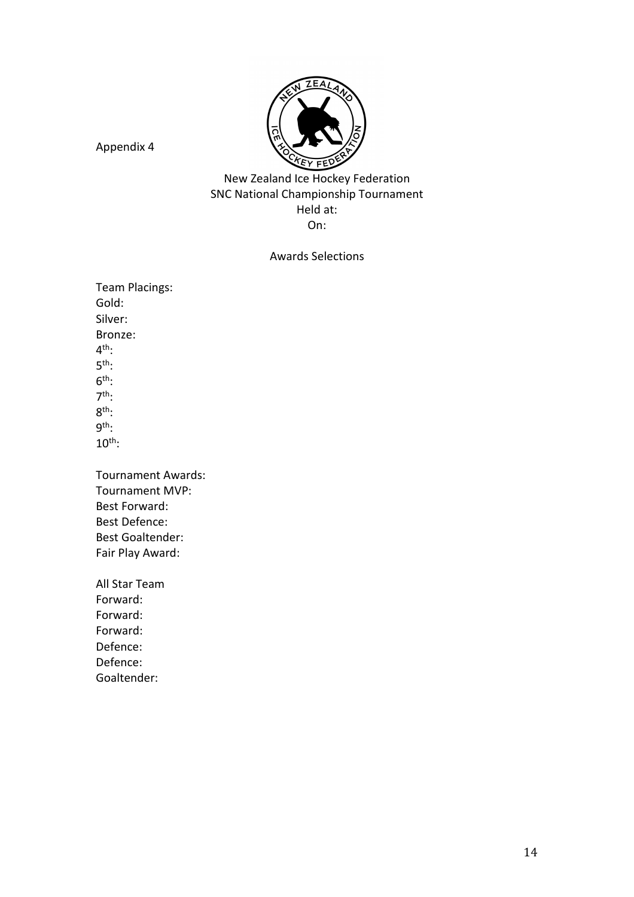Appendix 4

New Zealand Ice Hockey Federation
SNC National Championship Tournament
Held at:
On:

Awards Selections

Team Placings:
Gold:
Silver:
Bronze:
4th:
5th:
6th:
7th:
8th:
9th:
10th:

Tournament Awards:
Tournament MVP:
Best Forward:
Best Defence:
Best Goaltender:
Fair Play Award:

All Star Team
Forward:
Forward:
Forward:
Defence:
Defence:
Goaltender: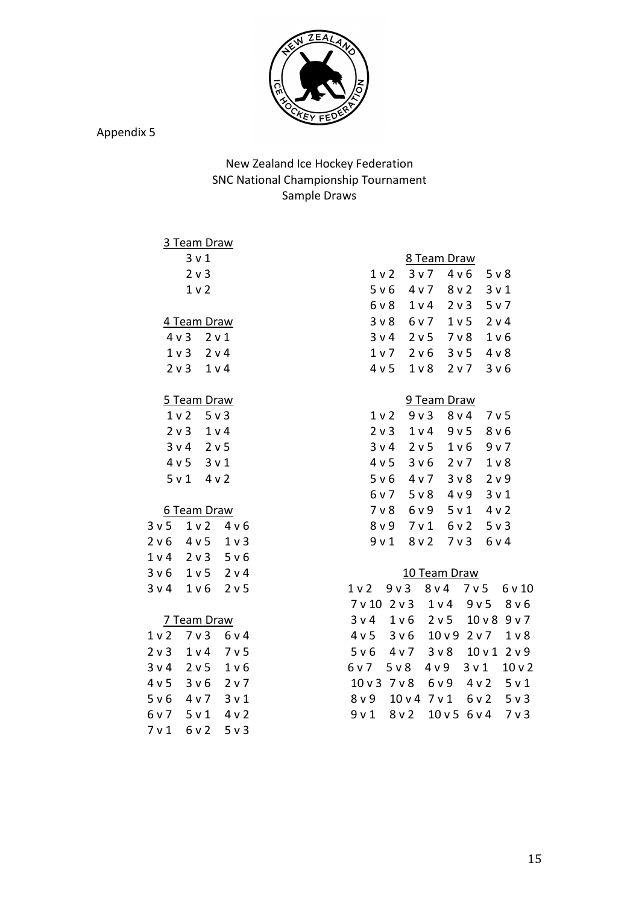Appendix 5

New Zealand Ice Hockey Federation
SNC National Championship Tournament
Sample Draws

**3 Team Draw**

| |
|---|
| 3 v 1 |
| 2 v 3 |
| 1 v 2 |

**4 Team Draw**

| | |
|---|---|
| 4 v 3 | 2 v 1 |
| 1 v 3 | 2 v 4 |
| 2 v 3 | 1 v 4 |

**5 Team Draw**

| | |
|---|---|
| 1 v 2 | 5 v 3 |
| 2 v 3 | 1 v 4 |
| 3 v 4 | 2 v 5 |
| 4 v 5 | 3 v 1 |
| 5 v 1 | 4 v 2 |

**6 Team Draw**

| | | |
|---|---|---|
| 3 v 5 | 1 v 2 | 4 v 6 |
| 2 v 6 | 4 v 5 | 1 v 3 |
| 1 v 4 | 2 v 3 | 5 v 6 |
| 3 v 6 | 1 v 5 | 2 v 4 |
| 3 v 4 | 1 v 6 | 2 v 5 |

**7 Team Draw**

| | | |
|---|---|---|
| 1 v 2 | 7 v 3 | 6 v 4 |
| 2 v 3 | 1 v 4 | 7 v 5 |
| 3 v 4 | 2 v 5 | 1 v 6 |
| 4 v 5 | 3 v 6 | 2 v 7 |
| 5 v 6 | 4 v 7 | 3 v 1 |
| 6 v 7 | 5 v 1 | 4 v 2 |
| 7 v 1 | 6 v 2 | 5 v 3 |

**8 Team Draw**

| | | | |
|---|---|---|---|
| 1 v 2 | 3 v 7 | 4 v 6 | 5 v 8 |
| 5 v 6 | 4 v 7 | 8 v 2 | 3 v 1 |
| 6 v 8 | 1 v 4 | 2 v 3 | 5 v 7 |
| 3 v 8 | 6 v 7 | 1 v 5 | 2 v 4 |
| 3 v 4 | 2 v 5 | 7 v 8 | 1 v 6 |
| 1 v 7 | 2 v 6 | 3 v 5 | 4 v 8 |
| 4 v 5 | 1 v 8 | 2 v 7 | 3 v 6 |

**9 Team Draw**

| | | | |
|---|---|---|---|
| 1 v 2 | 9 v 3 | 8 v 4 | 7 v 5 |
| 2 v 3 | 1 v 4 | 9 v 5 | 8 v 6 |
| 3 v 4 | 2 v 5 | 1 v 6 | 9 v 7 |
| 4 v 5 | 3 v 6 | 2 v 7 | 1 v 8 |
| 5 v 6 | 4 v 7 | 3 v 8 | 2 v 9 |
| 6 v 7 | 5 v 8 | 4 v 9 | 3 v 1 |
| 7 v 8 | 6 v 9 | 5 v 1 | 4 v 2 |
| 8 v 9 | 7 v 1 | 6 v 2 | 5 v 3 |
| 9 v 1 | 8 v 2 | 7 v 3 | 6 v 4 |

**10 Team Draw**

| | | | | |
|---|---|---|---|---|
| 1 v 2 | 9 v 3 | 8 v 4 | 7 v 5 | 6 v 10 |
| 7 v 10 | 2 v 3 | 1 v 4 | 9 v 5 | 8 v 6 |
| 3 v 4 | 1 v 6 | 2 v 5 | 10 v 8 | 9 v 7 |
| 4 v 5 | 3 v 6 | 10 v 9 | 2 v 7 | 1 v 8 |
| 5 v 6 | 4 v 7 | 3 v 8 | 10 v 1 | 2 v 9 |
| 6 v 7 | 5 v 8 | 4 v 9 | 3 v 1 | 10 v 2 |
| 10 v 3 | 7 v 8 | 6 v 9 | 4 v 2 | 5 v 1 |
| 8 v 9 | 10 v 4 | 7 v 1 | 6 v 2 | 5 v 3 |
| 9 v 1 | 8 v 2 | 10 v 5 | 6 v 4 | 7 v 3 |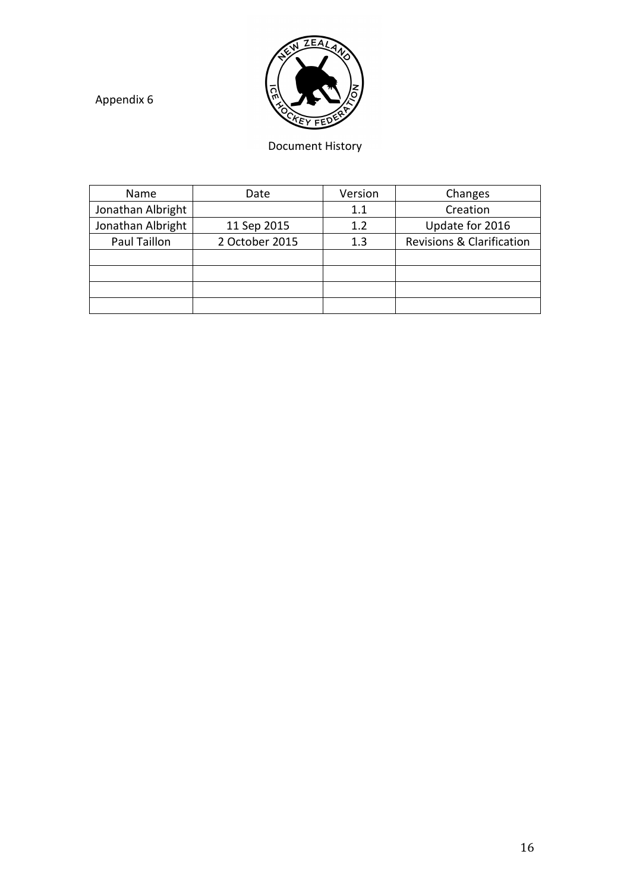Appendix 6

Document History

| Name | Date | Version | Changes |
|---|---|---|---|
| Jonathan Albright | | 1.1 | Creation |
| Jonathan Albright | 11 Sep 2015 | 1.2 | Update for 2016 |
| Paul Taillon | 2 October 2015 | 1.3 | Revisions & Clarification |
| | | | |
| | | | |
| | | | |
| | | | |